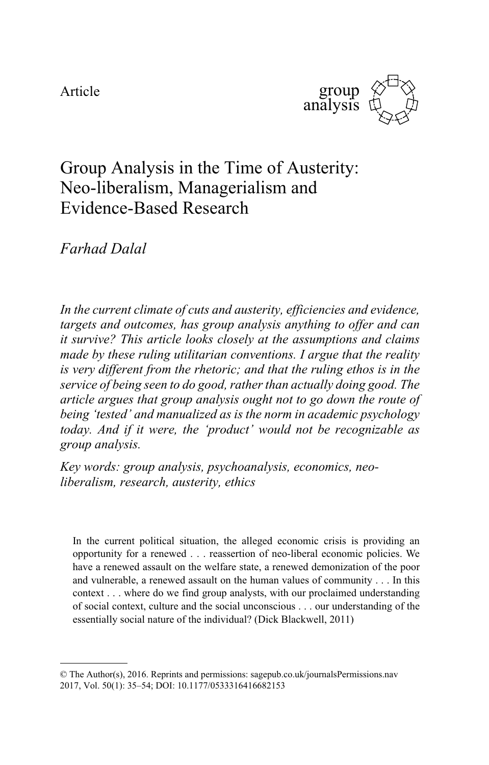Article

# Group Analysis in the Time of Austerity: Neo-liberalism, Managerialism and Evidence-Based Research

*Farhad Dalal*

*In the current climate of cuts and austerity, efficiencies and evidence, targets and outcomes, has group analysis anything to offer and can it survive? This article looks closely at the assumptions and claims made by these ruling utilitarian conventions. I argue that the reality is very different from the rhetoric; and that the ruling ethos is in the service of being seen to do good, rather than actually doing good. The article argues that group analysis ought not to go down the route of being 'tested' and manualized as is the norm in academic psychology today. And if it were, the 'product' would not be recognizable as group analysis.*

*Key words: group analysis, psychoanalysis, economics, neo-liberalism, research, austerity, ethics*

> In the current political situation, the alleged economic crisis is providing an opportunity for a renewed . . . reassertion of neo-liberal economic policies. We have a renewed assault on the welfare state, a renewed demonization of the poor and vulnerable, a renewed assault on the human values of community . . . In this context . . . where do we find group analysts, with our proclaimed understanding of social context, culture and the social unconscious . . . our understanding of the essentially social nature of the individual? (Dick Blackwell, 2011)

---

© The Author(s), 2016. Reprints and permissions: sagepub.co.uk/journalsPermissions.nav
2017, Vol. 50(1): 35–54; DOI: 10.1177/0533316416682153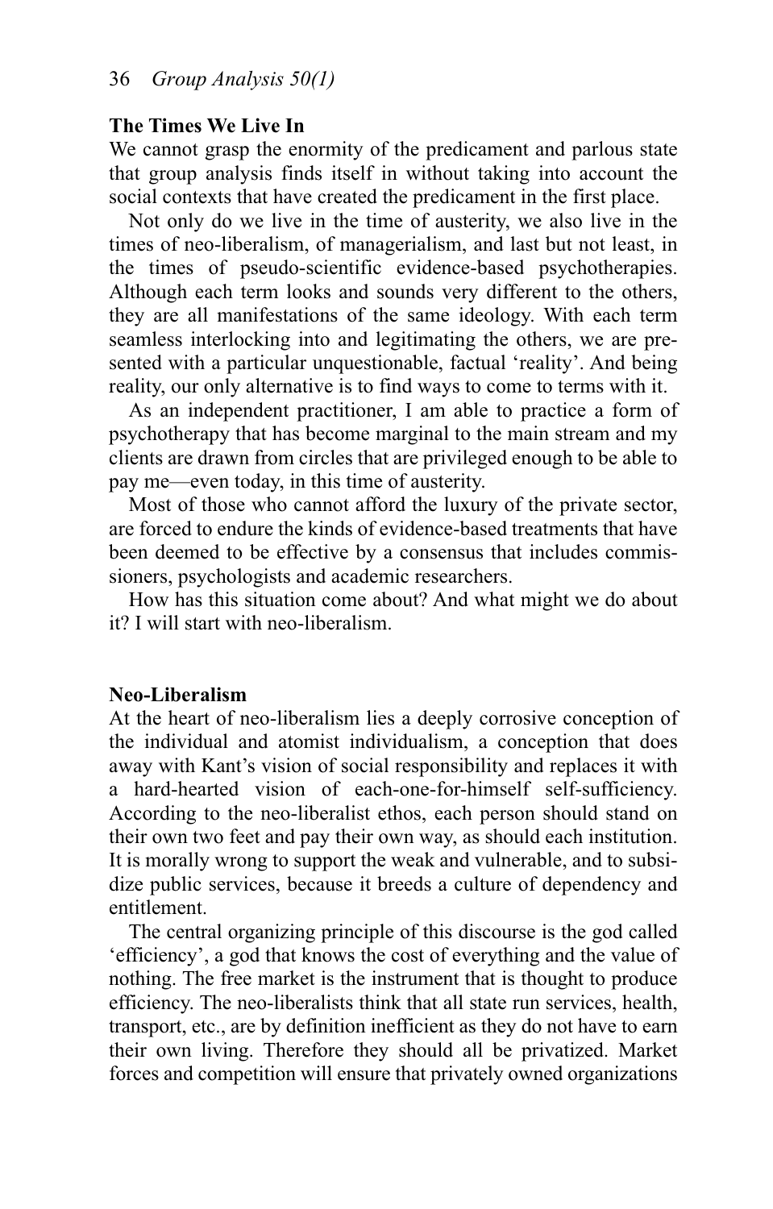## The Times We Live In

We cannot grasp the enormity of the predicament and parlous state that group analysis finds itself in without taking into account the social contexts that have created the predicament in the first place.

Not only do we live in the time of austerity, we also live in the times of neo-liberalism, of managerialism, and last but not least, in the times of pseudo-scientific evidence-based psychotherapies. Although each term looks and sounds very different to the others, they are all manifestations of the same ideology. With each term seamless interlocking into and legitimating the others, we are presented with a particular unquestionable, factual 'reality'. And being reality, our only alternative is to find ways to come to terms with it.

As an independent practitioner, I am able to practice a form of psychotherapy that has become marginal to the main stream and my clients are drawn from circles that are privileged enough to be able to pay me—even today, in this time of austerity.

Most of those who cannot afford the luxury of the private sector, are forced to endure the kinds of evidence-based treatments that have been deemed to be effective by a consensus that includes commissioners, psychologists and academic researchers.

How has this situation come about? And what might we do about it? I will start with neo-liberalism.

## Neo-Liberalism

At the heart of neo-liberalism lies a deeply corrosive conception of the individual and atomist individualism, a conception that does away with Kant's vision of social responsibility and replaces it with a hard-hearted vision of each-one-for-himself self-sufficiency. According to the neo-liberalist ethos, each person should stand on their own two feet and pay their own way, as should each institution. It is morally wrong to support the weak and vulnerable, and to subsidize public services, because it breeds a culture of dependency and entitlement.

The central organizing principle of this discourse is the god called 'efficiency', a god that knows the cost of everything and the value of nothing. The free market is the instrument that is thought to produce efficiency. The neo-liberalists think that all state run services, health, transport, etc., are by definition inefficient as they do not have to earn their own living. Therefore they should all be privatized. Market forces and competition will ensure that privately owned organizations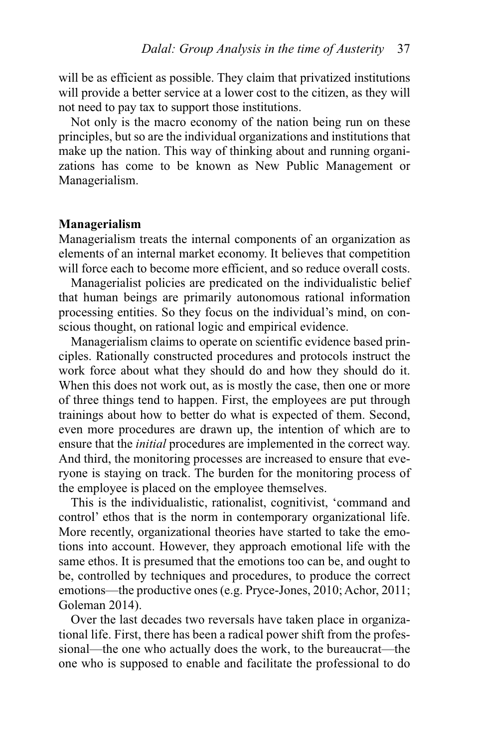will be as efficient as possible. They claim that privatized institutions will provide a better service at a lower cost to the citizen, as they will not need to pay tax to support those institutions.

Not only is the macro economy of the nation being run on these principles, but so are the individual organizations and institutions that make up the nation. This way of thinking about and running organizations has come to be known as New Public Management or Managerialism.

## Managerialism

Managerialism treats the internal components of an organization as elements of an internal market economy. It believes that competition will force each to become more efficient, and so reduce overall costs.

Managerialist policies are predicated on the individualistic belief that human beings are primarily autonomous rational information processing entities. So they focus on the individual's mind, on conscious thought, on rational logic and empirical evidence.

Managerialism claims to operate on scientific evidence based principles. Rationally constructed procedures and protocols instruct the work force about what they should do and how they should do it. When this does not work out, as is mostly the case, then one or more of three things tend to happen. First, the employees are put through trainings about how to better do what is expected of them. Second, even more procedures are drawn up, the intention of which are to ensure that the *initial* procedures are implemented in the correct way. And third, the monitoring processes are increased to ensure that everyone is staying on track. The burden for the monitoring process of the employee is placed on the employee themselves.

This is the individualistic, rationalist, cognitivist, 'command and control' ethos that is the norm in contemporary organizational life. More recently, organizational theories have started to take the emotions into account. However, they approach emotional life with the same ethos. It is presumed that the emotions too can be, and ought to be, controlled by techniques and procedures, to produce the correct emotions—the productive ones (e.g. Pryce-Jones, 2010; Achor, 2011; Goleman 2014).

Over the last decades two reversals have taken place in organizational life. First, there has been a radical power shift from the professional—the one who actually does the work, to the bureaucrat—the one who is supposed to enable and facilitate the professional to do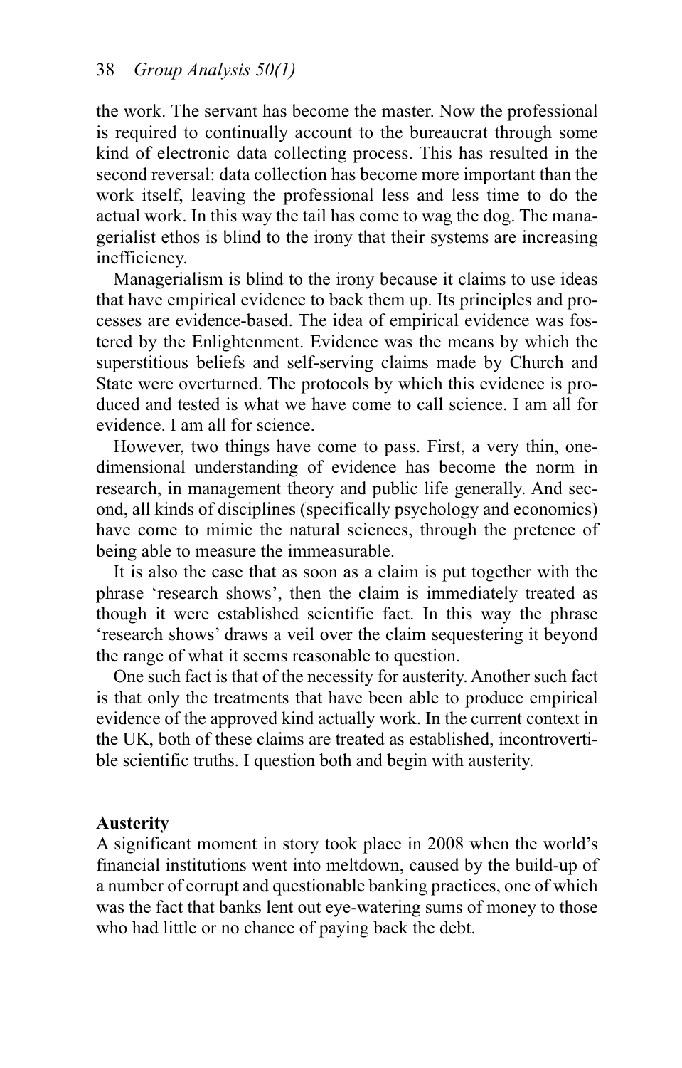the work. The servant has become the master. Now the professional is required to continually account to the bureaucrat through some kind of electronic data collecting process. This has resulted in the second reversal: data collection has become more important than the work itself, leaving the professional less and less time to do the actual work. In this way the tail has come to wag the dog. The managerialist ethos is blind to the irony that their systems are increasing inefficiency.

Managerialism is blind to the irony because it claims to use ideas that have empirical evidence to back them up. Its principles and processes are evidence-based. The idea of empirical evidence was fostered by the Enlightenment. Evidence was the means by which the superstitious beliefs and self-serving claims made by Church and State were overturned. The protocols by which this evidence is produced and tested is what we have come to call science. I am all for evidence. I am all for science.

However, two things have come to pass. First, a very thin, one-dimensional understanding of evidence has become the norm in research, in management theory and public life generally. And second, all kinds of disciplines (specifically psychology and economics) have come to mimic the natural sciences, through the pretence of being able to measure the immeasurable.

It is also the case that as soon as a claim is put together with the phrase 'research shows', then the claim is immediately treated as though it were established scientific fact. In this way the phrase 'research shows' draws a veil over the claim sequestering it beyond the range of what it seems reasonable to question.

One such fact is that of the necessity for austerity. Another such fact is that only the treatments that have been able to produce empirical evidence of the approved kind actually work. In the current context in the UK, both of these claims are treated as established, incontrovertible scientific truths. I question both and begin with austerity.

**Austerity**

A significant moment in story took place in 2008 when the world's financial institutions went into meltdown, caused by the build-up of a number of corrupt and questionable banking practices, one of which was the fact that banks lent out eye-watering sums of money to those who had little or no chance of paying back the debt.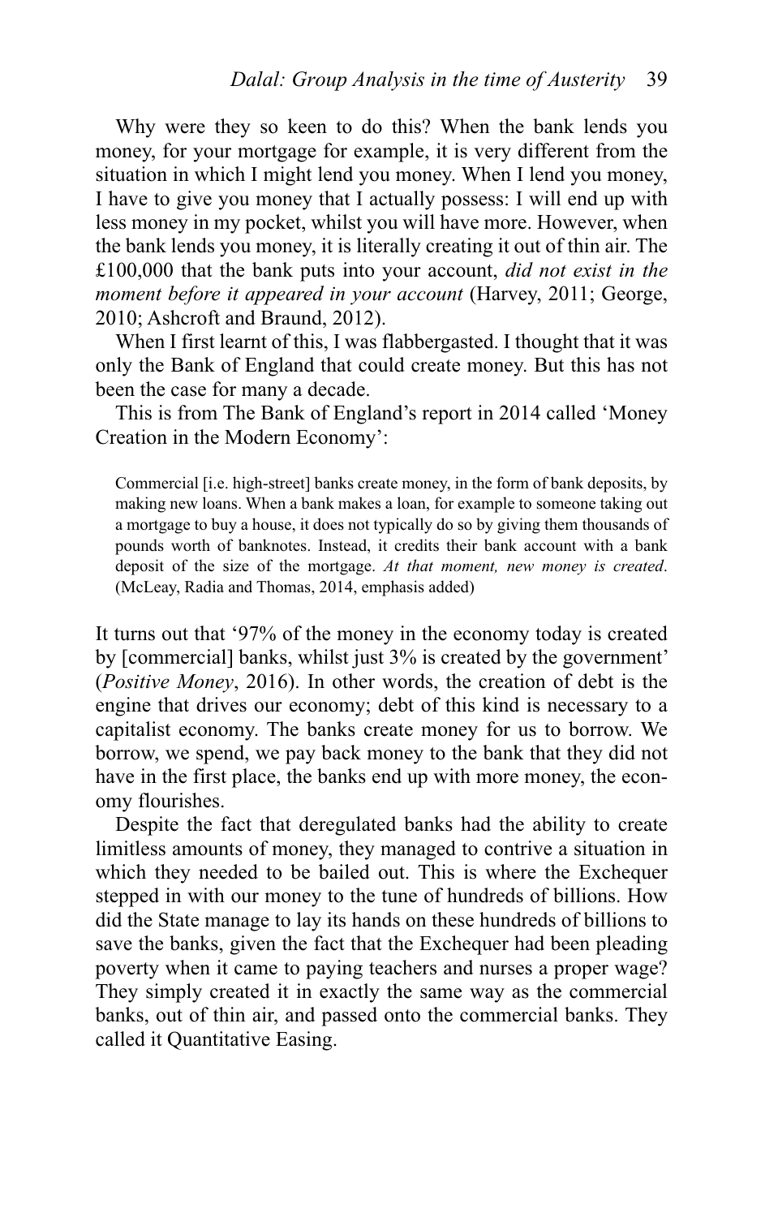Why were they so keen to do this? When the bank lends you money, for your mortgage for example, it is very different from the situation in which I might lend you money. When I lend you money, I have to give you money that I actually possess: I will end up with less money in my pocket, whilst you will have more. However, when the bank lends you money, it is literally creating it out of thin air. The £100,000 that the bank puts into your account, *did not exist in the moment before it appeared in your account* (Harvey, 2011; George, 2010; Ashcroft and Braund, 2012).

When I first learnt of this, I was flabbergasted. I thought that it was only the Bank of England that could create money. But this has not been the case for many a decade.

This is from The Bank of England's report in 2014 called 'Money Creation in the Modern Economy':

> Commercial [i.e. high-street] banks create money, in the form of bank deposits, by making new loans. When a bank makes a loan, for example to someone taking out a mortgage to buy a house, it does not typically do so by giving them thousands of pounds worth of banknotes. Instead, it credits their bank account with a bank deposit of the size of the mortgage. *At that moment, new money is created*. (McLeay, Radia and Thomas, 2014, emphasis added)

It turns out that '97% of the money in the economy today is created by [commercial] banks, whilst just 3% is created by the government' (*Positive Money*, 2016). In other words, the creation of debt is the engine that drives our economy; debt of this kind is necessary to a capitalist economy. The banks create money for us to borrow. We borrow, we spend, we pay back money to the bank that they did not have in the first place, the banks end up with more money, the economy flourishes.

Despite the fact that deregulated banks had the ability to create limitless amounts of money, they managed to contrive a situation in which they needed to be bailed out. This is where the Exchequer stepped in with our money to the tune of hundreds of billions. How did the State manage to lay its hands on these hundreds of billions to save the banks, given the fact that the Exchequer had been pleading poverty when it came to paying teachers and nurses a proper wage? They simply created it in exactly the same way as the commercial banks, out of thin air, and passed onto the commercial banks. They called it Quantitative Easing.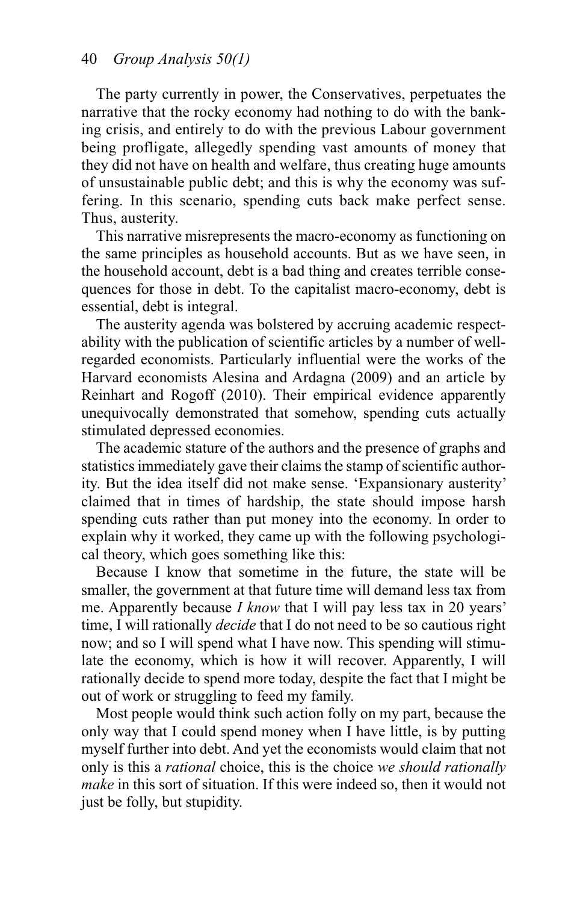The party currently in power, the Conservatives, perpetuates the narrative that the rocky economy had nothing to do with the banking crisis, and entirely to do with the previous Labour government being profligate, allegedly spending vast amounts of money that they did not have on health and welfare, thus creating huge amounts of unsustainable public debt; and this is why the economy was suffering. In this scenario, spending cuts back make perfect sense. Thus, austerity.

This narrative misrepresents the macro-economy as functioning on the same principles as household accounts. But as we have seen, in the household account, debt is a bad thing and creates terrible consequences for those in debt. To the capitalist macro-economy, debt is essential, debt is integral.

The austerity agenda was bolstered by accruing academic respectability with the publication of scientific articles by a number of well-regarded economists. Particularly influential were the works of the Harvard economists Alesina and Ardagna (2009) and an article by Reinhart and Rogoff (2010). Their empirical evidence apparently unequivocally demonstrated that somehow, spending cuts actually stimulated depressed economies.

The academic stature of the authors and the presence of graphs and statistics immediately gave their claims the stamp of scientific authority. But the idea itself did not make sense. 'Expansionary austerity' claimed that in times of hardship, the state should impose harsh spending cuts rather than put money into the economy. In order to explain why it worked, they came up with the following psychological theory, which goes something like this:

Because I know that sometime in the future, the state will be smaller, the government at that future time will demand less tax from me. Apparently because *I know* that I will pay less tax in 20 years' time, I will rationally *decide* that I do not need to be so cautious right now; and so I will spend what I have now. This spending will stimulate the economy, which is how it will recover. Apparently, I will rationally decide to spend more today, despite the fact that I might be out of work or struggling to feed my family.

Most people would think such action folly on my part, because the only way that I could spend money when I have little, is by putting myself further into debt. And yet the economists would claim that not only is this a *rational* choice, this is the choice *we should rationally make* in this sort of situation. If this were indeed so, then it would not just be folly, but stupidity.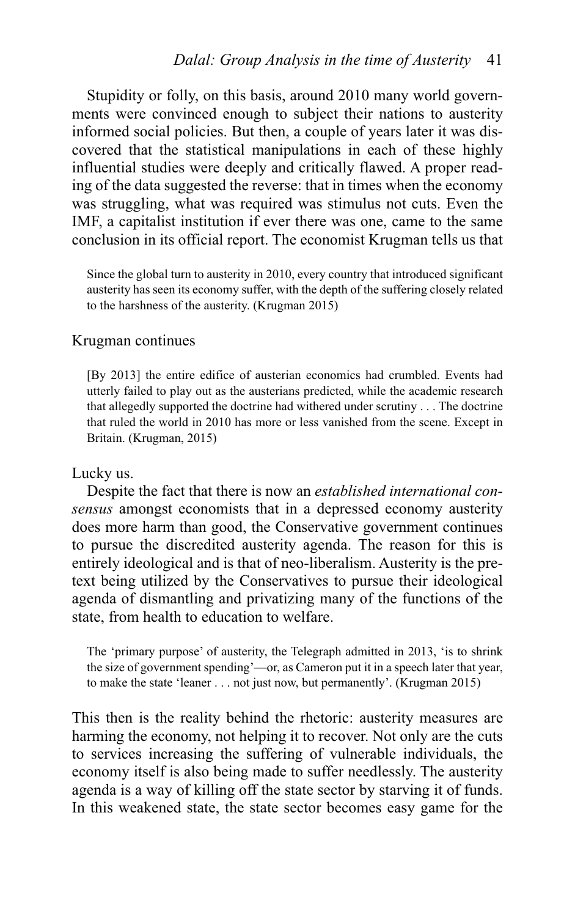Stupidity or folly, on this basis, around 2010 many world governments were convinced enough to subject their nations to austerity informed social policies. But then, a couple of years later it was discovered that the statistical manipulations in each of these highly influential studies were deeply and critically flawed. A proper reading of the data suggested the reverse: that in times when the economy was struggling, what was required was stimulus not cuts. Even the IMF, a capitalist institution if ever there was one, came to the same conclusion in its official report. The economist Krugman tells us that

> Since the global turn to austerity in 2010, every country that introduced significant austerity has seen its economy suffer, with the depth of the suffering closely related to the harshness of the austerity. (Krugman 2015)

Krugman continues

> [By 2013] the entire edifice of austerian economics had crumbled. Events had utterly failed to play out as the austerians predicted, while the academic research that allegedly supported the doctrine had withered under scrutiny . . . The doctrine that ruled the world in 2010 has more or less vanished from the scene. Except in Britain. (Krugman, 2015)

Lucky us.

Despite the fact that there is now an *established international consensus* amongst economists that in a depressed economy austerity does more harm than good, the Conservative government continues to pursue the discredited austerity agenda. The reason for this is entirely ideological and is that of neo-liberalism. Austerity is the pretext being utilized by the Conservatives to pursue their ideological agenda of dismantling and privatizing many of the functions of the state, from health to education to welfare.

> The 'primary purpose' of austerity, the Telegraph admitted in 2013, 'is to shrink the size of government spending'—or, as Cameron put it in a speech later that year, to make the state 'leaner . . . not just now, but permanently'. (Krugman 2015)

This then is the reality behind the rhetoric: austerity measures are harming the economy, not helping it to recover. Not only are the cuts to services increasing the suffering of vulnerable individuals, the economy itself is also being made to suffer needlessly. The austerity agenda is a way of killing off the state sector by starving it of funds. In this weakened state, the state sector becomes easy game for the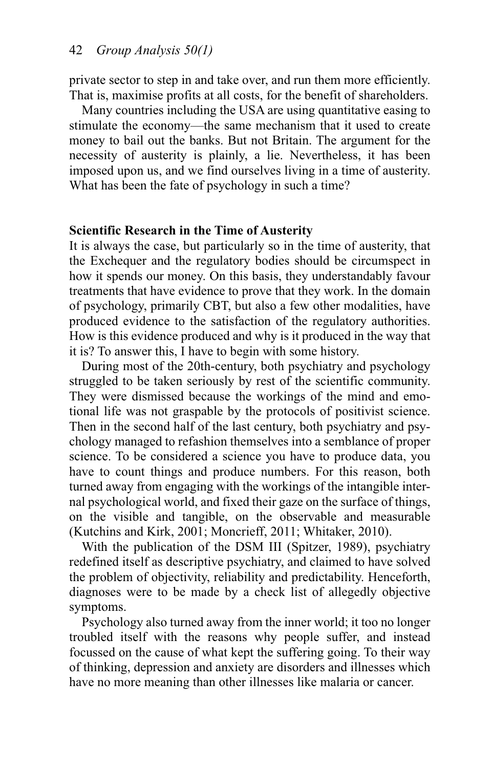private sector to step in and take over, and run them more efficiently. That is, maximise profits at all costs, for the benefit of shareholders.

Many countries including the USA are using quantitative easing to stimulate the economy—the same mechanism that it used to create money to bail out the banks. But not Britain. The argument for the necessity of austerity is plainly, a lie. Nevertheless, it has been imposed upon us, and we find ourselves living in a time of austerity. What has been the fate of psychology in such a time?

**Scientific Research in the Time of Austerity**

It is always the case, but particularly so in the time of austerity, that the Exchequer and the regulatory bodies should be circumspect in how it spends our money. On this basis, they understandably favour treatments that have evidence to prove that they work. In the domain of psychology, primarily CBT, but also a few other modalities, have produced evidence to the satisfaction of the regulatory authorities. How is this evidence produced and why is it produced in the way that it is? To answer this, I have to begin with some history.

During most of the 20th-century, both psychiatry and psychology struggled to be taken seriously by rest of the scientific community. They were dismissed because the workings of the mind and emotional life was not graspable by the protocols of positivist science. Then in the second half of the last century, both psychiatry and psychology managed to refashion themselves into a semblance of proper science. To be considered a science you have to produce data, you have to count things and produce numbers. For this reason, both turned away from engaging with the workings of the intangible internal psychological world, and fixed their gaze on the surface of things, on the visible and tangible, on the observable and measurable (Kutchins and Kirk, 2001; Moncrieff, 2011; Whitaker, 2010).

With the publication of the DSM III (Spitzer, 1989), psychiatry redefined itself as descriptive psychiatry, and claimed to have solved the problem of objectivity, reliability and predictability. Henceforth, diagnoses were to be made by a check list of allegedly objective symptoms.

Psychology also turned away from the inner world; it too no longer troubled itself with the reasons why people suffer, and instead focussed on the cause of what kept the suffering going. To their way of thinking, depression and anxiety are disorders and illnesses which have no more meaning than other illnesses like malaria or cancer.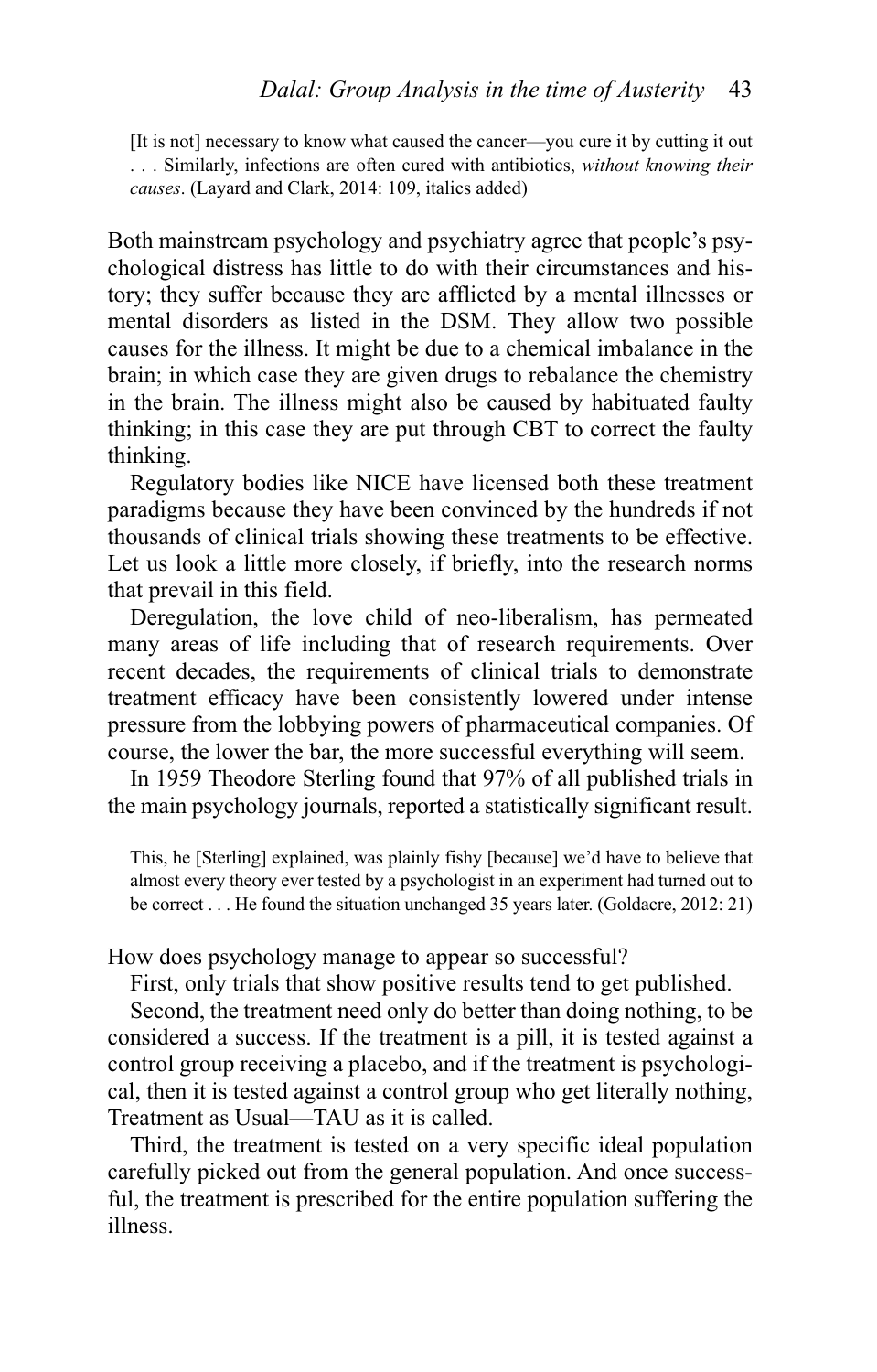> [It is not] necessary to know what caused the cancer—you cure it by cutting it out . . . Similarly, infections are often cured with antibiotics, *without knowing their causes*. (Layard and Clark, 2014: 109, italics added)

Both mainstream psychology and psychiatry agree that people's psychological distress has little to do with their circumstances and history; they suffer because they are afflicted by a mental illnesses or mental disorders as listed in the DSM. They allow two possible causes for the illness. It might be due to a chemical imbalance in the brain; in which case they are given drugs to rebalance the chemistry in the brain. The illness might also be caused by habituated faulty thinking; in this case they are put through CBT to correct the faulty thinking.

Regulatory bodies like NICE have licensed both these treatment paradigms because they have been convinced by the hundreds if not thousands of clinical trials showing these treatments to be effective. Let us look a little more closely, if briefly, into the research norms that prevail in this field.

Deregulation, the love child of neo-liberalism, has permeated many areas of life including that of research requirements. Over recent decades, the requirements of clinical trials to demonstrate treatment efficacy have been consistently lowered under intense pressure from the lobbying powers of pharmaceutical companies. Of course, the lower the bar, the more successful everything will seem.

In 1959 Theodore Sterling found that 97% of all published trials in the main psychology journals, reported a statistically significant result.

> This, he [Sterling] explained, was plainly fishy [because] we'd have to believe that almost every theory ever tested by a psychologist in an experiment had turned out to be correct . . . He found the situation unchanged 35 years later. (Goldacre, 2012: 21)

How does psychology manage to appear so successful?

First, only trials that show positive results tend to get published.

Second, the treatment need only do better than doing nothing, to be considered a success. If the treatment is a pill, it is tested against a control group receiving a placebo, and if the treatment is psychological, then it is tested against a control group who get literally nothing, Treatment as Usual—TAU as it is called.

Third, the treatment is tested on a very specific ideal population carefully picked out from the general population. And once successful, the treatment is prescribed for the entire population suffering the illness.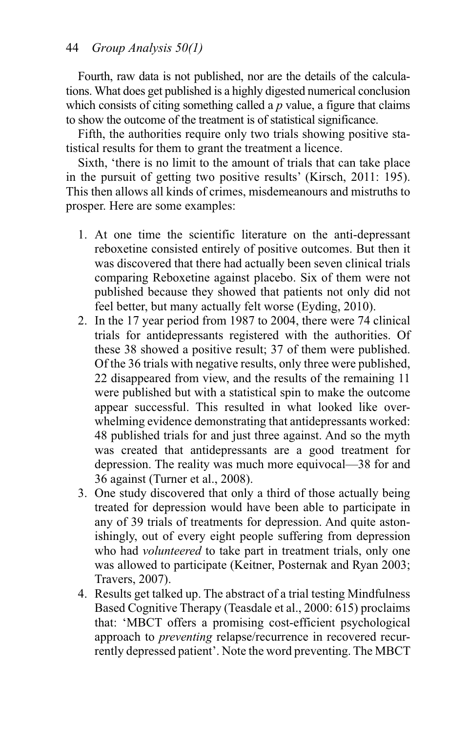Fourth, raw data is not published, nor are the details of the calculations. What does get published is a highly digested numerical conclusion which consists of citing something called a *p* value, a figure that claims to show the outcome of the treatment is of statistical significance.

Fifth, the authorities require only two trials showing positive statistical results for them to grant the treatment a licence.

Sixth, 'there is no limit to the amount of trials that can take place in the pursuit of getting two positive results' (Kirsch, 2011: 195). This then allows all kinds of crimes, misdemeanours and mistruths to prosper. Here are some examples:

1. At one time the scientific literature on the anti-depressant reboxetine consisted entirely of positive outcomes. But then it was discovered that there had actually been seven clinical trials comparing Reboxetine against placebo. Six of them were not published because they showed that patients not only did not feel better, but many actually felt worse (Eyding, 2010).
2. In the 17 year period from 1987 to 2004, there were 74 clinical trials for antidepressants registered with the authorities. Of these 38 showed a positive result; 37 of them were published. Of the 36 trials with negative results, only three were published, 22 disappeared from view, and the results of the remaining 11 were published but with a statistical spin to make the outcome appear successful. This resulted in what looked like overwhelming evidence demonstrating that antidepressants worked: 48 published trials for and just three against. And so the myth was created that antidepressants are a good treatment for depression. The reality was much more equivocal—38 for and 36 against (Turner et al., 2008).
3. One study discovered that only a third of those actually being treated for depression would have been able to participate in any of 39 trials of treatments for depression. And quite astonishingly, out of every eight people suffering from depression who had *volunteered* to take part in treatment trials, only one was allowed to participate (Keitner, Posternak and Ryan 2003; Travers, 2007).
4. Results get talked up. The abstract of a trial testing Mindfulness Based Cognitive Therapy (Teasdale et al., 2000: 615) proclaims that: 'MBCT offers a promising cost-efficient psychological approach to *preventing* relapse/recurrence in recovered recurrently depressed patient'. Note the word preventing. The MBCT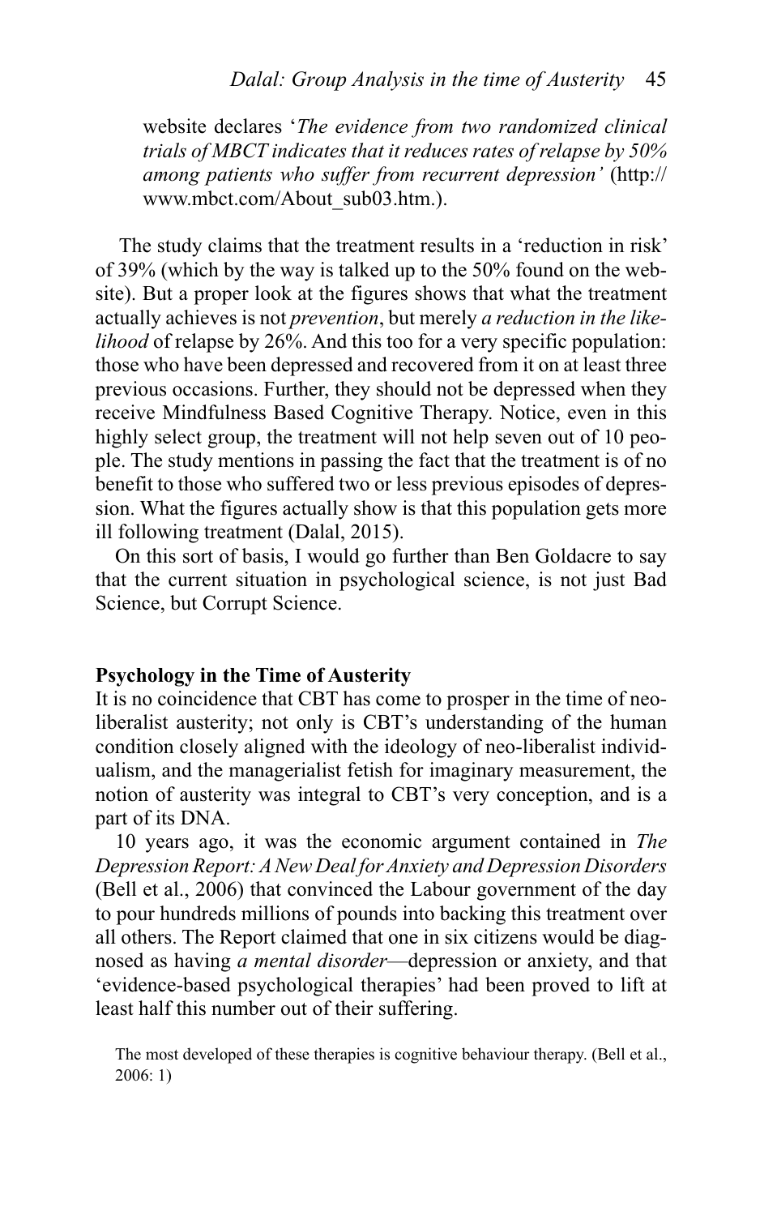website declares '*The evidence from two randomized clinical trials of MBCT indicates that it reduces rates of relapse by 50% among patients who suffer from recurrent depression'* (http://www.mbct.com/About_sub03.htm.).

The study claims that the treatment results in a 'reduction in risk' of 39% (which by the way is talked up to the 50% found on the website). But a proper look at the figures shows that what the treatment actually achieves is not *prevention*, but merely *a reduction in the likelihood* of relapse by 26%. And this too for a very specific population: those who have been depressed and recovered from it on at least three previous occasions. Further, they should not be depressed when they receive Mindfulness Based Cognitive Therapy. Notice, even in this highly select group, the treatment will not help seven out of 10 people. The study mentions in passing the fact that the treatment is of no benefit to those who suffered two or less previous episodes of depression. What the figures actually show is that this population gets more ill following treatment (Dalal, 2015).

On this sort of basis, I would go further than Ben Goldacre to say that the current situation in psychological science, is not just Bad Science, but Corrupt Science.

**Psychology in the Time of Austerity**

It is no coincidence that CBT has come to prosper in the time of neoliberalist austerity; not only is CBT's understanding of the human condition closely aligned with the ideology of neo-liberalist individualism, and the managerialist fetish for imaginary measurement, the notion of austerity was integral to CBT's very conception, and is a part of its DNA.

10 years ago, it was the economic argument contained in *The Depression Report: A New Deal for Anxiety and Depression Disorders* (Bell et al., 2006) that convinced the Labour government of the day to pour hundreds millions of pounds into backing this treatment over all others. The Report claimed that one in six citizens would be diagnosed as having *a mental disorder*—depression or anxiety, and that 'evidence-based psychological therapies' had been proved to lift at least half this number out of their suffering.

> The most developed of these therapies is cognitive behaviour therapy. (Bell et al., 2006: 1)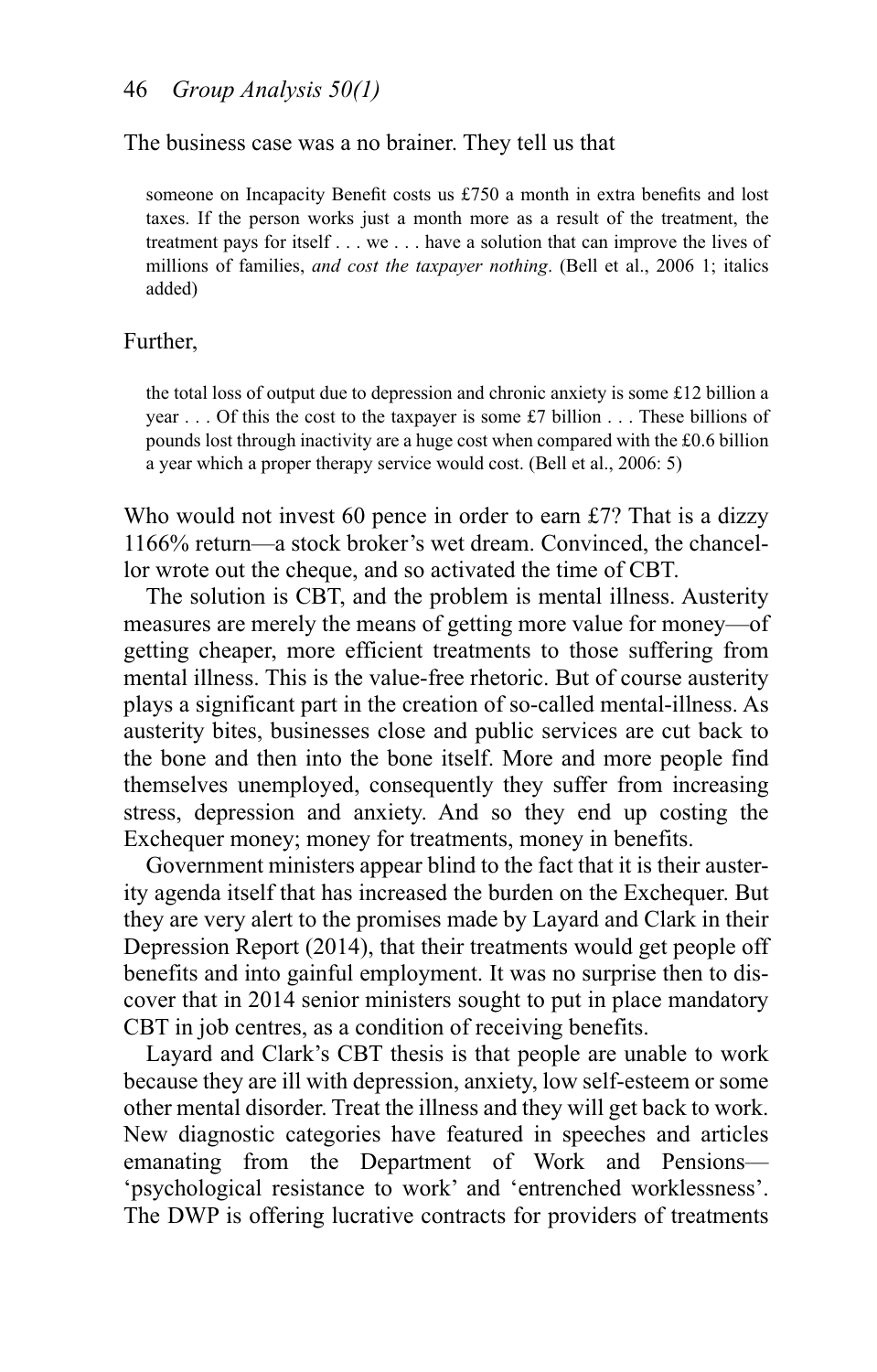The business case was a no brainer. They tell us that

> someone on Incapacity Benefit costs us £750 a month in extra benefits and lost taxes. If the person works just a month more as a result of the treatment, the treatment pays for itself . . . we . . . have a solution that can improve the lives of millions of families, *and cost the taxpayer nothing*. (Bell et al., 2006 1; italics added)

Further,

> the total loss of output due to depression and chronic anxiety is some £12 billion a year . . . Of this the cost to the taxpayer is some £7 billion . . . These billions of pounds lost through inactivity are a huge cost when compared with the £0.6 billion a year which a proper therapy service would cost. (Bell et al., 2006: 5)

Who would not invest 60 pence in order to earn £7? That is a dizzy 1166% return—a stock broker's wet dream. Convinced, the chancellor wrote out the cheque, and so activated the time of CBT.

The solution is CBT, and the problem is mental illness. Austerity measures are merely the means of getting more value for money—of getting cheaper, more efficient treatments to those suffering from mental illness. This is the value-free rhetoric. But of course austerity plays a significant part in the creation of so-called mental-illness. As austerity bites, businesses close and public services are cut back to the bone and then into the bone itself. More and more people find themselves unemployed, consequently they suffer from increasing stress, depression and anxiety. And so they end up costing the Exchequer money; money for treatments, money in benefits.

Government ministers appear blind to the fact that it is their austerity agenda itself that has increased the burden on the Exchequer. But they are very alert to the promises made by Layard and Clark in their Depression Report (2014), that their treatments would get people off benefits and into gainful employment. It was no surprise then to discover that in 2014 senior ministers sought to put in place mandatory CBT in job centres, as a condition of receiving benefits.

Layard and Clark's CBT thesis is that people are unable to work because they are ill with depression, anxiety, low self-esteem or some other mental disorder. Treat the illness and they will get back to work. New diagnostic categories have featured in speeches and articles emanating from the Department of Work and Pensions—'psychological resistance to work' and 'entrenched worklessness'. The DWP is offering lucrative contracts for providers of treatments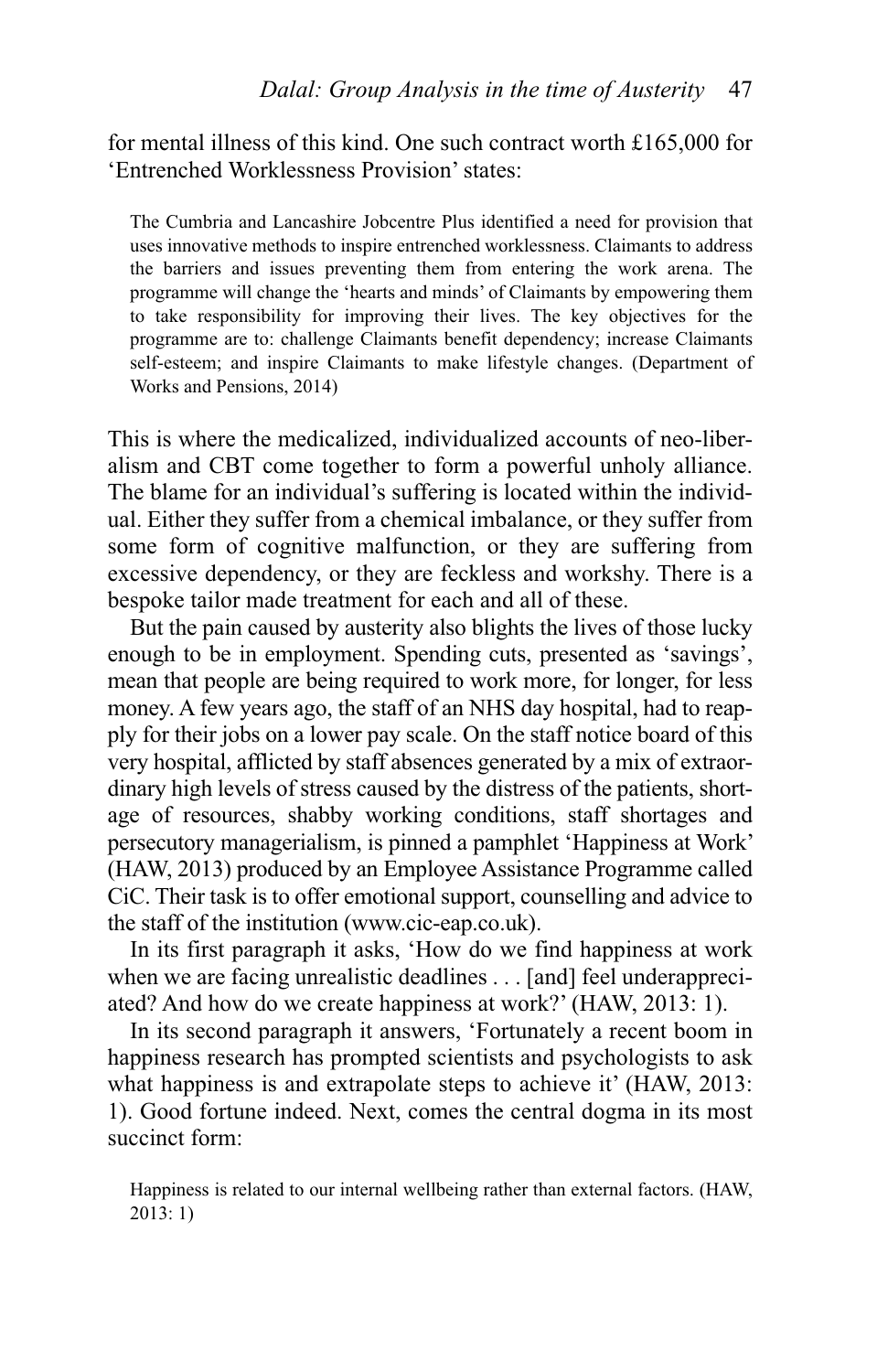for mental illness of this kind. One such contract worth £165,000 for 'Entrenched Worklessness Provision' states:

> The Cumbria and Lancashire Jobcentre Plus identified a need for provision that uses innovative methods to inspire entrenched worklessness. Claimants to address the barriers and issues preventing them from entering the work arena. The programme will change the 'hearts and minds' of Claimants by empowering them to take responsibility for improving their lives. The key objectives for the programme are to: challenge Claimants benefit dependency; increase Claimants self-esteem; and inspire Claimants to make lifestyle changes. (Department of Works and Pensions, 2014)

This is where the medicalized, individualized accounts of neo-liberalism and CBT come together to form a powerful unholy alliance. The blame for an individual's suffering is located within the individual. Either they suffer from a chemical imbalance, or they suffer from some form of cognitive malfunction, or they are suffering from excessive dependency, or they are feckless and workshy. There is a bespoke tailor made treatment for each and all of these.

But the pain caused by austerity also blights the lives of those lucky enough to be in employment. Spending cuts, presented as 'savings', mean that people are being required to work more, for longer, for less money. A few years ago, the staff of an NHS day hospital, had to reapply for their jobs on a lower pay scale. On the staff notice board of this very hospital, afflicted by staff absences generated by a mix of extraordinary high levels of stress caused by the distress of the patients, shortage of resources, shabby working conditions, staff shortages and persecutory managerialism, is pinned a pamphlet 'Happiness at Work' (HAW, 2013) produced by an Employee Assistance Programme called CiC. Their task is to offer emotional support, counselling and advice to the staff of the institution (www.cic-eap.co.uk).

In its first paragraph it asks, 'How do we find happiness at work when we are facing unrealistic deadlines . . . [and] feel underappreciated? And how do we create happiness at work?' (HAW, 2013: 1).

In its second paragraph it answers, 'Fortunately a recent boom in happiness research has prompted scientists and psychologists to ask what happiness is and extrapolate steps to achieve it' (HAW, 2013: 1). Good fortune indeed. Next, comes the central dogma in its most succinct form:

> Happiness is related to our internal wellbeing rather than external factors. (HAW, 2013: 1)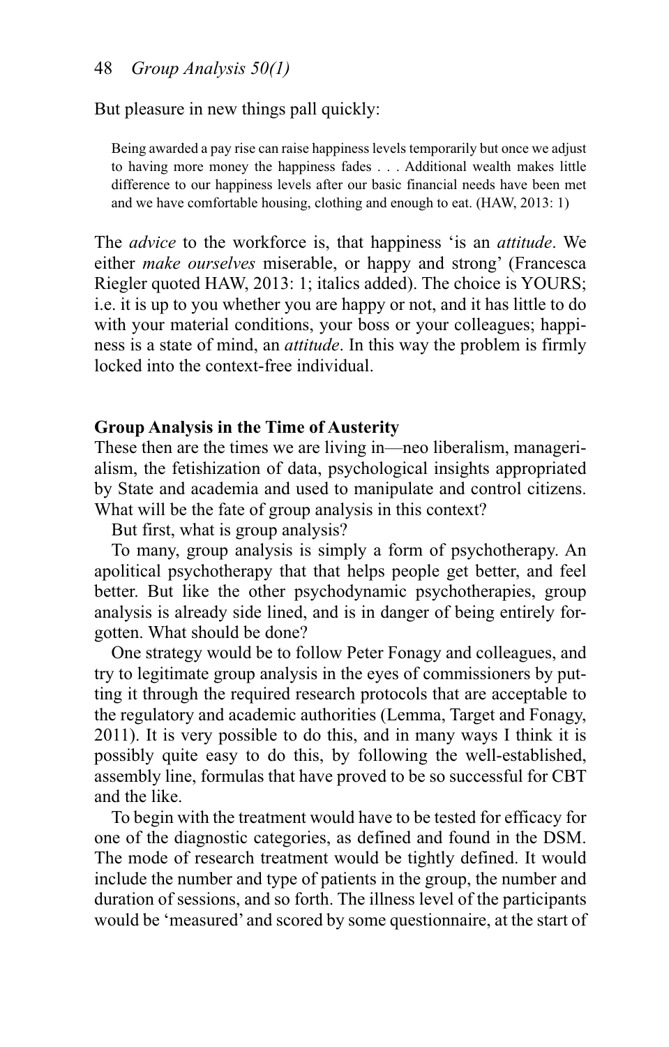But pleasure in new things pall quickly:

> Being awarded a pay rise can raise happiness levels temporarily but once we adjust to having more money the happiness fades . . . Additional wealth makes little difference to our happiness levels after our basic financial needs have been met and we have comfortable housing, clothing and enough to eat. (HAW, 2013: 1)

The *advice* to the workforce is, that happiness 'is an *attitude*. We either *make ourselves* miserable, or happy and strong' (Francesca Riegler quoted HAW, 2013: 1; italics added). The choice is YOURS; i.e. it is up to you whether you are happy or not, and it has little to do with your material conditions, your boss or your colleagues; happiness is a state of mind, an *attitude*. In this way the problem is firmly locked into the context-free individual.

**Group Analysis in the Time of Austerity**

These then are the times we are living in—neo liberalism, managerialism, the fetishization of data, psychological insights appropriated by State and academia and used to manipulate and control citizens. What will be the fate of group analysis in this context?

But first, what is group analysis?

To many, group analysis is simply a form of psychotherapy. An apolitical psychotherapy that that helps people get better, and feel better. But like the other psychodynamic psychotherapies, group analysis is already side lined, and is in danger of being entirely forgotten. What should be done?

One strategy would be to follow Peter Fonagy and colleagues, and try to legitimate group analysis in the eyes of commissioners by putting it through the required research protocols that are acceptable to the regulatory and academic authorities (Lemma, Target and Fonagy, 2011). It is very possible to do this, and in many ways I think it is possibly quite easy to do this, by following the well-established, assembly line, formulas that have proved to be so successful for CBT and the like.

To begin with the treatment would have to be tested for efficacy for one of the diagnostic categories, as defined and found in the DSM. The mode of research treatment would be tightly defined. It would include the number and type of patients in the group, the number and duration of sessions, and so forth. The illness level of the participants would be 'measured' and scored by some questionnaire, at the start of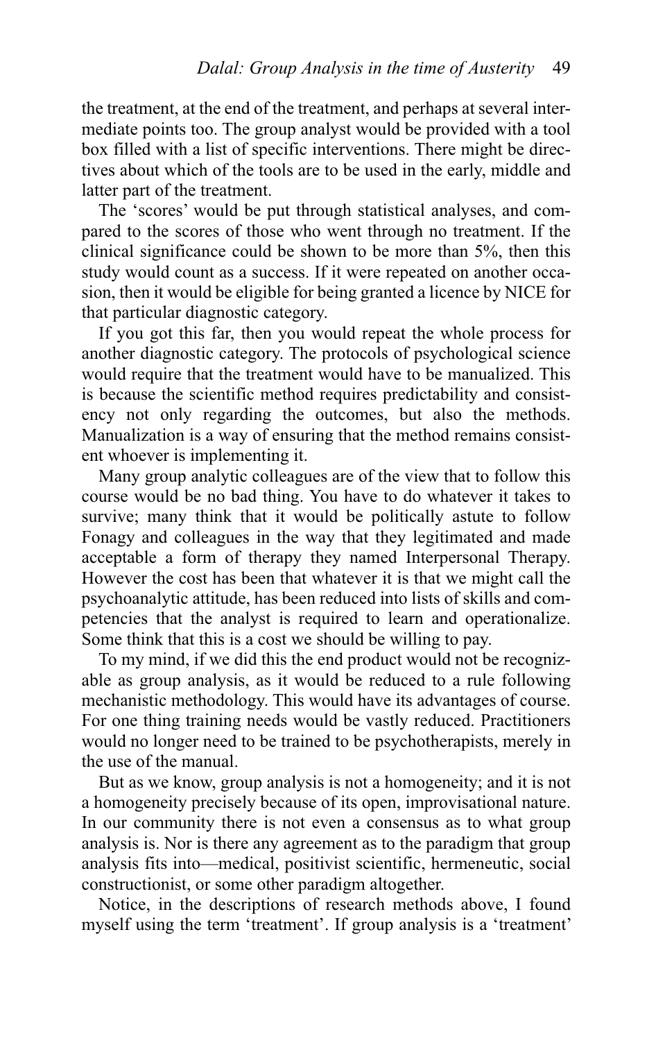the treatment, at the end of the treatment, and perhaps at several intermediate points too. The group analyst would be provided with a tool box filled with a list of specific interventions. There might be directives about which of the tools are to be used in the early, middle and latter part of the treatment.

The 'scores' would be put through statistical analyses, and compared to the scores of those who went through no treatment. If the clinical significance could be shown to be more than 5%, then this study would count as a success. If it were repeated on another occasion, then it would be eligible for being granted a licence by NICE for that particular diagnostic category.

If you got this far, then you would repeat the whole process for another diagnostic category. The protocols of psychological science would require that the treatment would have to be manualized. This is because the scientific method requires predictability and consistency not only regarding the outcomes, but also the methods. Manualization is a way of ensuring that the method remains consistent whoever is implementing it.

Many group analytic colleagues are of the view that to follow this course would be no bad thing. You have to do whatever it takes to survive; many think that it would be politically astute to follow Fonagy and colleagues in the way that they legitimated and made acceptable a form of therapy they named Interpersonal Therapy. However the cost has been that whatever it is that we might call the psychoanalytic attitude, has been reduced into lists of skills and competencies that the analyst is required to learn and operationalize. Some think that this is a cost we should be willing to pay.

To my mind, if we did this the end product would not be recognizable as group analysis, as it would be reduced to a rule following mechanistic methodology. This would have its advantages of course. For one thing training needs would be vastly reduced. Practitioners would no longer need to be trained to be psychotherapists, merely in the use of the manual.

But as we know, group analysis is not a homogeneity; and it is not a homogeneity precisely because of its open, improvisational nature. In our community there is not even a consensus as to what group analysis is. Nor is there any agreement as to the paradigm that group analysis fits into—medical, positivist scientific, hermeneutic, social constructionist, or some other paradigm altogether.

Notice, in the descriptions of research methods above, I found myself using the term 'treatment'. If group analysis is a 'treatment'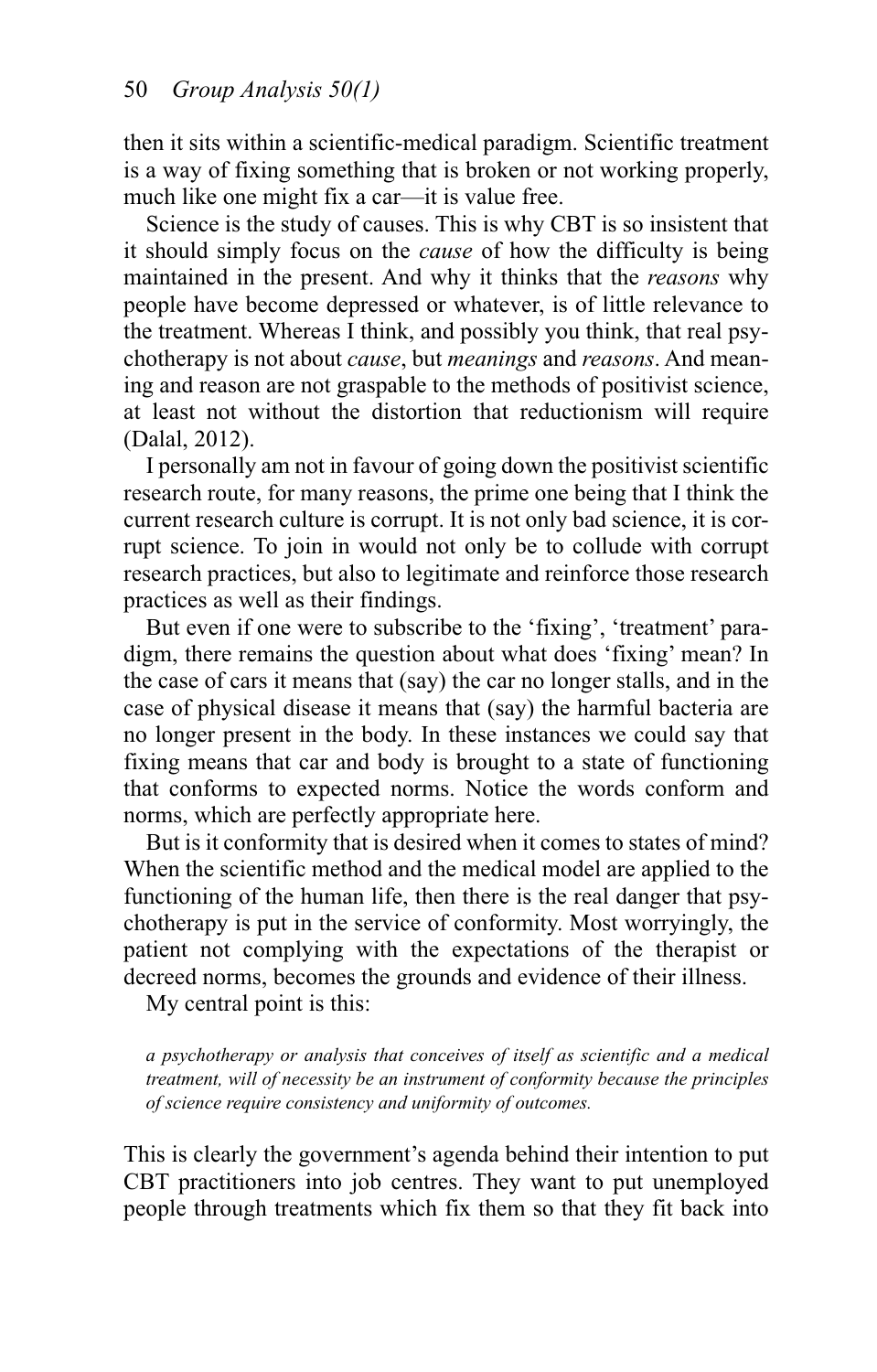then it sits within a scientific-medical paradigm. Scientific treatment is a way of fixing something that is broken or not working properly, much like one might fix a car—it is value free.

Science is the study of causes. This is why CBT is so insistent that it should simply focus on the *cause* of how the difficulty is being maintained in the present. And why it thinks that the *reasons* why people have become depressed or whatever, is of little relevance to the treatment. Whereas I think, and possibly you think, that real psychotherapy is not about *cause*, but *meanings* and *reasons*. And meaning and reason are not graspable to the methods of positivist science, at least not without the distortion that reductionism will require (Dalal, 2012).

I personally am not in favour of going down the positivist scientific research route, for many reasons, the prime one being that I think the current research culture is corrupt. It is not only bad science, it is corrupt science. To join in would not only be to collude with corrupt research practices, but also to legitimate and reinforce those research practices as well as their findings.

But even if one were to subscribe to the 'fixing', 'treatment' paradigm, there remains the question about what does 'fixing' mean? In the case of cars it means that (say) the car no longer stalls, and in the case of physical disease it means that (say) the harmful bacteria are no longer present in the body. In these instances we could say that fixing means that car and body is brought to a state of functioning that conforms to expected norms. Notice the words conform and norms, which are perfectly appropriate here.

But is it conformity that is desired when it comes to states of mind? When the scientific method and the medical model are applied to the functioning of the human life, then there is the real danger that psychotherapy is put in the service of conformity. Most worryingly, the patient not complying with the expectations of the therapist or decreed norms, becomes the grounds and evidence of their illness.

My central point is this:

> *a psychotherapy or analysis that conceives of itself as scientific and a medical treatment, will of necessity be an instrument of conformity because the principles of science require consistency and uniformity of outcomes.*

This is clearly the government's agenda behind their intention to put CBT practitioners into job centres. They want to put unemployed people through treatments which fix them so that they fit back into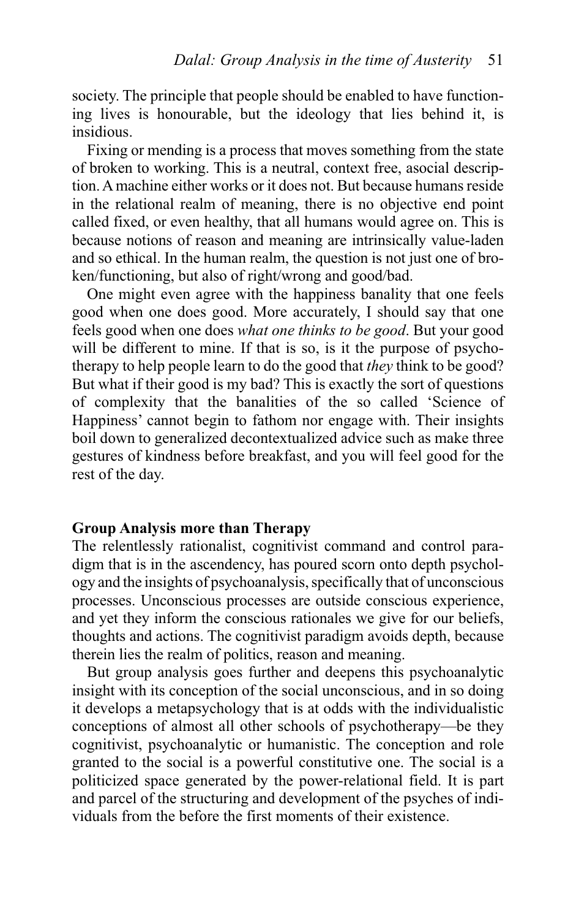society. The principle that people should be enabled to have functioning lives is honourable, but the ideology that lies behind it, is insidious.

Fixing or mending is a process that moves something from the state of broken to working. This is a neutral, context free, asocial description. A machine either works or it does not. But because humans reside in the relational realm of meaning, there is no objective end point called fixed, or even healthy, that all humans would agree on. This is because notions of reason and meaning are intrinsically value-laden and so ethical. In the human realm, the question is not just one of broken/functioning, but also of right/wrong and good/bad.

One might even agree with the happiness banality that one feels good when one does good. More accurately, I should say that one feels good when one does *what one thinks to be good*. But your good will be different to mine. If that is so, is it the purpose of psychotherapy to help people learn to do the good that *they* think to be good? But what if their good is my bad? This is exactly the sort of questions of complexity that the banalities of the so called 'Science of Happiness' cannot begin to fathom nor engage with. Their insights boil down to generalized decontextualized advice such as make three gestures of kindness before breakfast, and you will feel good for the rest of the day.

**Group Analysis more than Therapy**

The relentlessly rationalist, cognitivist command and control paradigm that is in the ascendency, has poured scorn onto depth psychology and the insights of psychoanalysis, specifically that of unconscious processes. Unconscious processes are outside conscious experience, and yet they inform the conscious rationales we give for our beliefs, thoughts and actions. The cognitivist paradigm avoids depth, because therein lies the realm of politics, reason and meaning.

But group analysis goes further and deepens this psychoanalytic insight with its conception of the social unconscious, and in so doing it develops a metapsychology that is at odds with the individualistic conceptions of almost all other schools of psychotherapy—be they cognitivist, psychoanalytic or humanistic. The conception and role granted to the social is a powerful constitutive one. The social is a politicized space generated by the power-relational field. It is part and parcel of the structuring and development of the psyches of individuals from the before the first moments of their existence.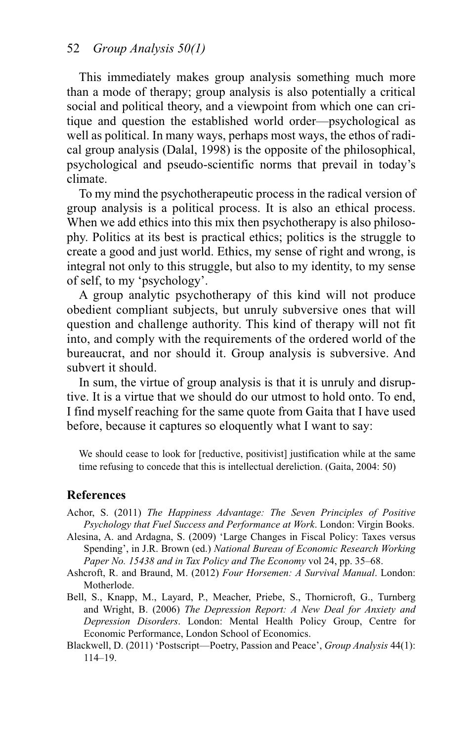This immediately makes group analysis something much more than a mode of therapy; group analysis is also potentially a critical social and political theory, and a viewpoint from which one can critique and question the established world order—psychological as well as political. In many ways, perhaps most ways, the ethos of radical group analysis (Dalal, 1998) is the opposite of the philosophical, psychological and pseudo-scientific norms that prevail in today's climate.

To my mind the psychotherapeutic process in the radical version of group analysis is a political process. It is also an ethical process. When we add ethics into this mix then psychotherapy is also philosophy. Politics at its best is practical ethics; politics is the struggle to create a good and just world. Ethics, my sense of right and wrong, is integral not only to this struggle, but also to my identity, to my sense of self, to my 'psychology'.

A group analytic psychotherapy of this kind will not produce obedient compliant subjects, but unruly subversive ones that will question and challenge authority. This kind of therapy will not fit into, and comply with the requirements of the ordered world of the bureaucrat, and nor should it. Group analysis is subversive. And subvert it should.

In sum, the virtue of group analysis is that it is unruly and disruptive. It is a virtue that we should do our utmost to hold onto. To end, I find myself reaching for the same quote from Gaita that I have used before, because it captures so eloquently what I want to say:

> We should cease to look for [reductive, positivist] justification while at the same time refusing to concede that this is intellectual dereliction. (Gaita, 2004: 50)

## References

Achor, S. (2011) *The Happiness Advantage: The Seven Principles of Positive Psychology that Fuel Success and Performance at Work*. London: Virgin Books.

Alesina, A. and Ardagna, S. (2009) 'Large Changes in Fiscal Policy: Taxes versus Spending', in J.R. Brown (ed.) *National Bureau of Economic Research Working Paper No. 15438 and in Tax Policy and The Economy* vol 24, pp. 35–68.

Ashcroft, R. and Braund, M. (2012) *Four Horsemen: A Survival Manual*. London: Motherlode.

Bell, S., Knapp, M., Layard, P., Meacher, Priebe, S., Thornicroft, G., Turnberg and Wright, B. (2006) *The Depression Report: A New Deal for Anxiety and Depression Disorders*. London: Mental Health Policy Group, Centre for Economic Performance, London School of Economics.

Blackwell, D. (2011) 'Postscript—Poetry, Passion and Peace', *Group Analysis* 44(1): 114–19.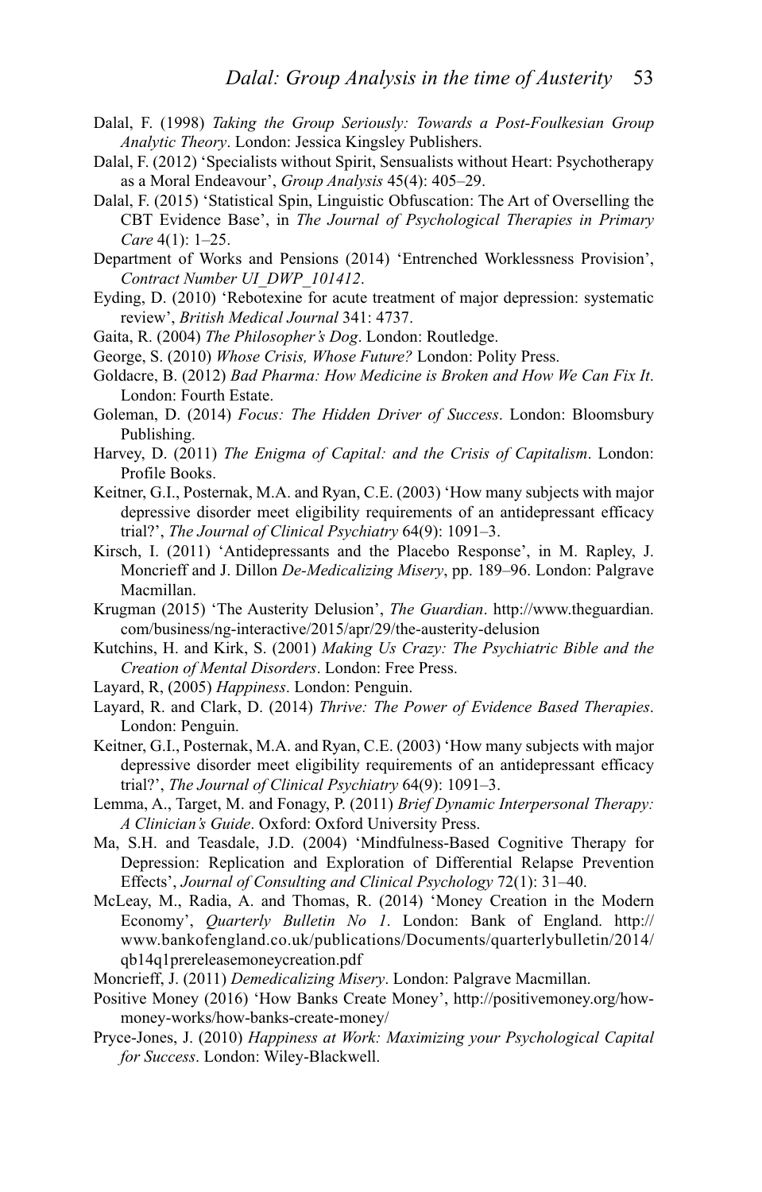Dalal, F. (1998) *Taking the Group Seriously: Towards a Post-Foulkesian Group Analytic Theory*. London: Jessica Kingsley Publishers.

Dalal, F. (2012) 'Specialists without Spirit, Sensualists without Heart: Psychotherapy as a Moral Endeavour', *Group Analysis* 45(4): 405–29.

Dalal, F. (2015) 'Statistical Spin, Linguistic Obfuscation: The Art of Overselling the CBT Evidence Base', in *The Journal of Psychological Therapies in Primary Care* 4(1): 1–25.

Department of Works and Pensions (2014) 'Entrenched Worklessness Provision', *Contract Number UI_DWP_101412*.

Eyding, D. (2010) 'Rebotexine for acute treatment of major depression: systematic review', *British Medical Journal* 341: 4737.

Gaita, R. (2004) *The Philosopher's Dog*. London: Routledge.

George, S. (2010) *Whose Crisis, Whose Future?* London: Polity Press.

Goldacre, B. (2012) *Bad Pharma: How Medicine is Broken and How We Can Fix It*. London: Fourth Estate.

Goleman, D. (2014) *Focus: The Hidden Driver of Success*. London: Bloomsbury Publishing.

Harvey, D. (2011) *The Enigma of Capital: and the Crisis of Capitalism*. London: Profile Books.

Keitner, G.I., Posternak, M.A. and Ryan, C.E. (2003) 'How many subjects with major depressive disorder meet eligibility requirements of an antidepressant efficacy trial?', *The Journal of Clinical Psychiatry* 64(9): 1091–3.

Kirsch, I. (2011) 'Antidepressants and the Placebo Response', in M. Rapley, J. Moncrieff and J. Dillon *De-Medicalizing Misery*, pp. 189–96. London: Palgrave Macmillan.

Krugman (2015) 'The Austerity Delusion', *The Guardian*. http://www.theguardian.com/business/ng-interactive/2015/apr/29/the-austerity-delusion

Kutchins, H. and Kirk, S. (2001) *Making Us Crazy: The Psychiatric Bible and the Creation of Mental Disorders*. London: Free Press.

Layard, R, (2005) *Happiness*. London: Penguin.

Layard, R. and Clark, D. (2014) *Thrive: The Power of Evidence Based Therapies*. London: Penguin.

Keitner, G.I., Posternak, M.A. and Ryan, C.E. (2003) 'How many subjects with major depressive disorder meet eligibility requirements of an antidepressant efficacy trial?', *The Journal of Clinical Psychiatry* 64(9): 1091–3.

Lemma, A., Target, M. and Fonagy, P. (2011) *Brief Dynamic Interpersonal Therapy: A Clinician's Guide*. Oxford: Oxford University Press.

Ma, S.H. and Teasdale, J.D. (2004) 'Mindfulness-Based Cognitive Therapy for Depression: Replication and Exploration of Differential Relapse Prevention Effects', *Journal of Consulting and Clinical Psychology* 72(1): 31–40.

McLeay, M., Radia, A. and Thomas, R. (2014) 'Money Creation in the Modern Economy', *Quarterly Bulletin No 1*. London: Bank of England. http://www.bankofengland.co.uk/publications/Documents/quarterlybulletin/2014/qb14q1prereleasemoneycreation.pdf

Moncrieff, J. (2011) *Demedicalizing Misery*. London: Palgrave Macmillan.

Positive Money (2016) 'How Banks Create Money', http://positivemoney.org/how-money-works/how-banks-create-money/

Pryce-Jones, J. (2010) *Happiness at Work: Maximizing your Psychological Capital for Success*. London: Wiley-Blackwell.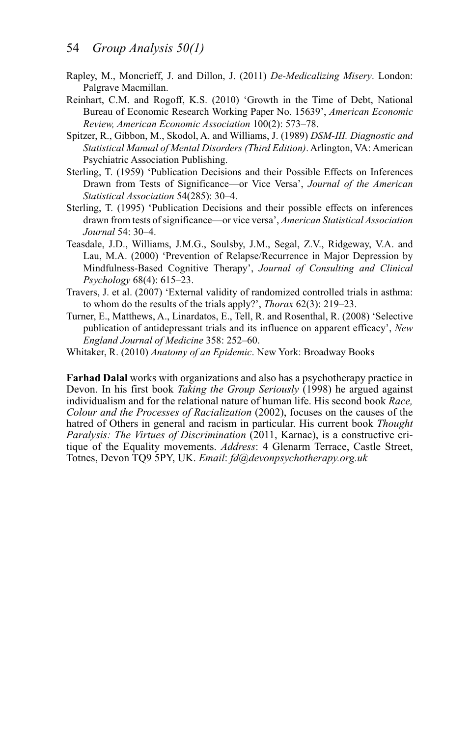Rapley, M., Moncrieff, J. and Dillon, J. (2011) *De-Medicalizing Misery*. London: Palgrave Macmillan.

Reinhart, C.M. and Rogoff, K.S. (2010) 'Growth in the Time of Debt, National Bureau of Economic Research Working Paper No. 15639', *American Economic Review, American Economic Association* 100(2): 573–78.

Spitzer, R., Gibbon, M., Skodol, A. and Williams, J. (1989) *DSM-III. Diagnostic and Statistical Manual of Mental Disorders (Third Edition)*. Arlington, VA: American Psychiatric Association Publishing.

Sterling, T. (1959) 'Publication Decisions and their Possible Effects on Inferences Drawn from Tests of Significance—or Vice Versa', *Journal of the American Statistical Association* 54(285): 30–4.

Sterling, T. (1995) 'Publication Decisions and their possible effects on inferences drawn from tests of significance—or vice versa', *American Statistical Association Journal* 54: 30–4.

Teasdale, J.D., Williams, J.M.G., Soulsby, J.M., Segal, Z.V., Ridgeway, V.A. and Lau, M.A. (2000) 'Prevention of Relapse/Recurrence in Major Depression by Mindfulness-Based Cognitive Therapy', *Journal of Consulting and Clinical Psychology* 68(4): 615–23.

Travers, J. et al. (2007) 'External validity of randomized controlled trials in asthma: to whom do the results of the trials apply?', *Thorax* 62(3): 219–23.

Turner, E., Matthews, A., Linardatos, E., Tell, R. and Rosenthal, R. (2008) 'Selective publication of antidepressant trials and its influence on apparent efficacy', *New England Journal of Medicine* 358: 252–60.

Whitaker, R. (2010) *Anatomy of an Epidemic*. New York: Broadway Books

**Farhad Dalal** works with organizations and also has a psychotherapy practice in Devon. In his first book *Taking the Group Seriously* (1998) he argued against individualism and for the relational nature of human life. His second book *Race, Colour and the Processes of Racialization* (2002), focuses on the causes of the hatred of Others in general and racism in particular. His current book *Thought Paralysis: The Virtues of Discrimination* (2011, Karnac), is a constructive critique of the Equality movements. *Address*: 4 Glenarm Terrace, Castle Street, Totnes, Devon TQ9 5PY, UK. *Email*: *fd@devonpsychotherapy.org.uk*